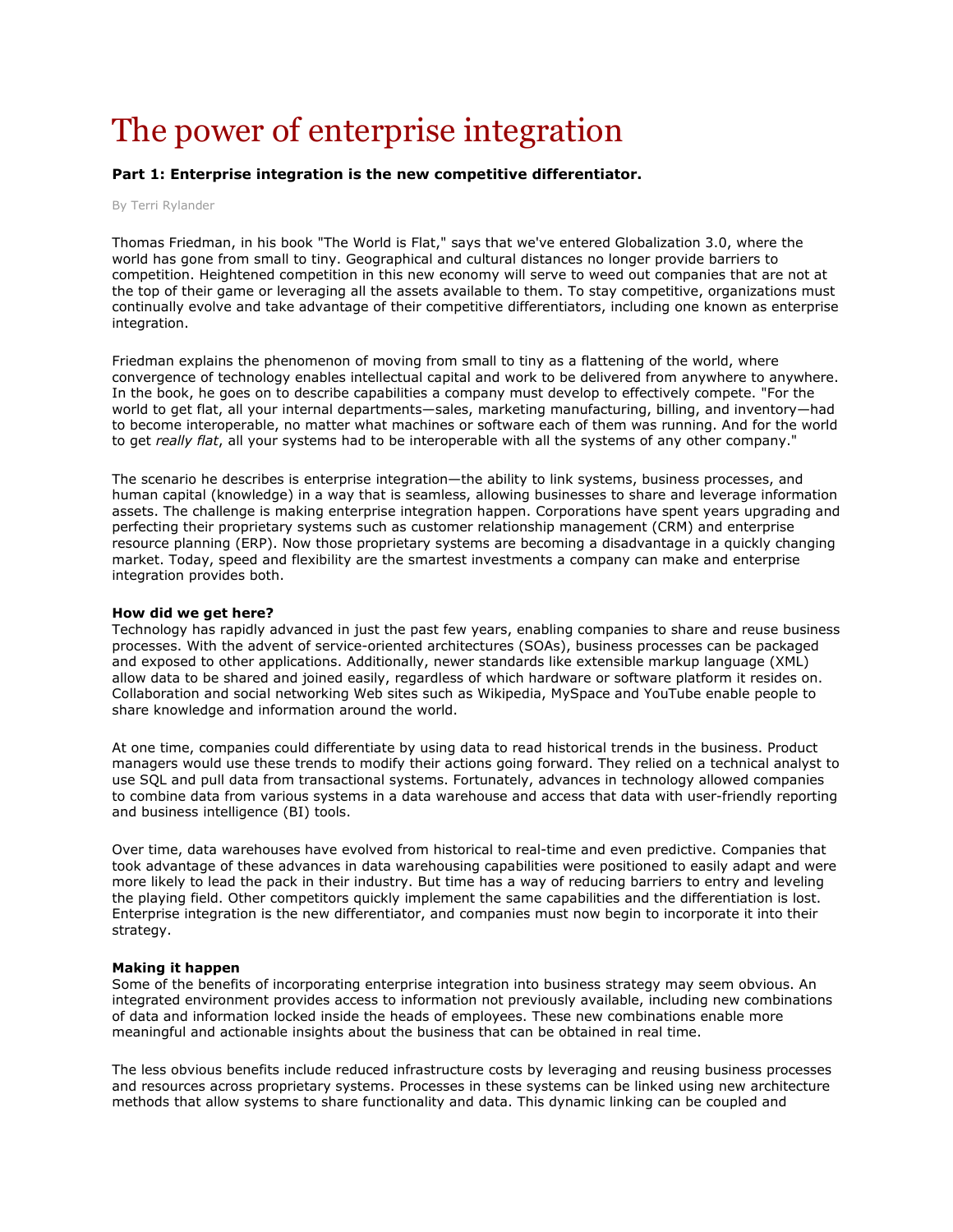# The power of enterprise integration

### Part 1: Enterprise integration is the new competitive differentiator.

By Terri Rylander

Thomas Friedman, in his book "The World is Flat," says that we've entered Globalization 3.0, where the world has gone from small to tiny. Geographical and cultural distances no longer provide barriers to competition. Heightened competition in this new economy will serve to weed out companies that are not at the top of their game or leveraging all the assets available to them. To stay competitive, organizations must continually evolve and take advantage of their competitive differentiators, including one known as enterprise integration.

Friedman explains the phenomenon of moving from small to tiny as a flattening of the world, where convergence of technology enables intellectual capital and work to be delivered from anywhere to anywhere. In the book, he goes on to describe capabilities a company must develop to effectively compete. "For the world to get flat, all your internal departments—sales, marketing manufacturing, billing, and inventory—had to become interoperable, no matter what machines or software each of them was running. And for the world to get *really flat*, all your systems had to be interoperable with all the systems of any other company."

The scenario he describes is enterprise integration—the ability to link systems, business processes, and human capital (knowledge) in a way that is seamless, allowing businesses to share and leverage information assets. The challenge is making enterprise integration happen. Corporations have spent years upgrading and perfecting their proprietary systems such as customer relationship management (CRM) and enterprise resource planning (ERP). Now those proprietary systems are becoming a disadvantage in a quickly changing market. Today, speed and flexibility are the smartest investments a company can make and enterprise integration provides both.

**How did we get here?**
Technology has rapidly advanced in just the past few years, enabling companies to share and reuse business processes. With the advent of service-oriented architectures (SOAs), business processes can be packaged and exposed to other applications. Additionally, newer standards like extensible markup language (XML) allow data to be shared and joined easily, regardless of which hardware or software platform it resides on. Collaboration and social networking Web sites such as Wikipedia, MySpace and YouTube enable people to share knowledge and information around the world.

At one time, companies could differentiate by using data to read historical trends in the business. Product managers would use these trends to modify their actions going forward. They relied on a technical analyst to use SQL and pull data from transactional systems. Fortunately, advances in technology allowed companies to combine data from various systems in a data warehouse and access that data with user-friendly reporting and business intelligence (BI) tools.

Over time, data warehouses have evolved from historical to real-time and even predictive. Companies that took advantage of these advances in data warehousing capabilities were positioned to easily adapt and were more likely to lead the pack in their industry. But time has a way of reducing barriers to entry and leveling the playing field. Other competitors quickly implement the same capabilities and the differentiation is lost. Enterprise integration is the new differentiator, and companies must now begin to incorporate it into their strategy.

**Making it happen**
Some of the benefits of incorporating enterprise integration into business strategy may seem obvious. An integrated environment provides access to information not previously available, including new combinations of data and information locked inside the heads of employees. These new combinations enable more meaningful and actionable insights about the business that can be obtained in real time.

The less obvious benefits include reduced infrastructure costs by leveraging and reusing business processes and resources across proprietary systems. Processes in these systems can be linked using new architecture methods that allow systems to share functionality and data. This dynamic linking can be coupled and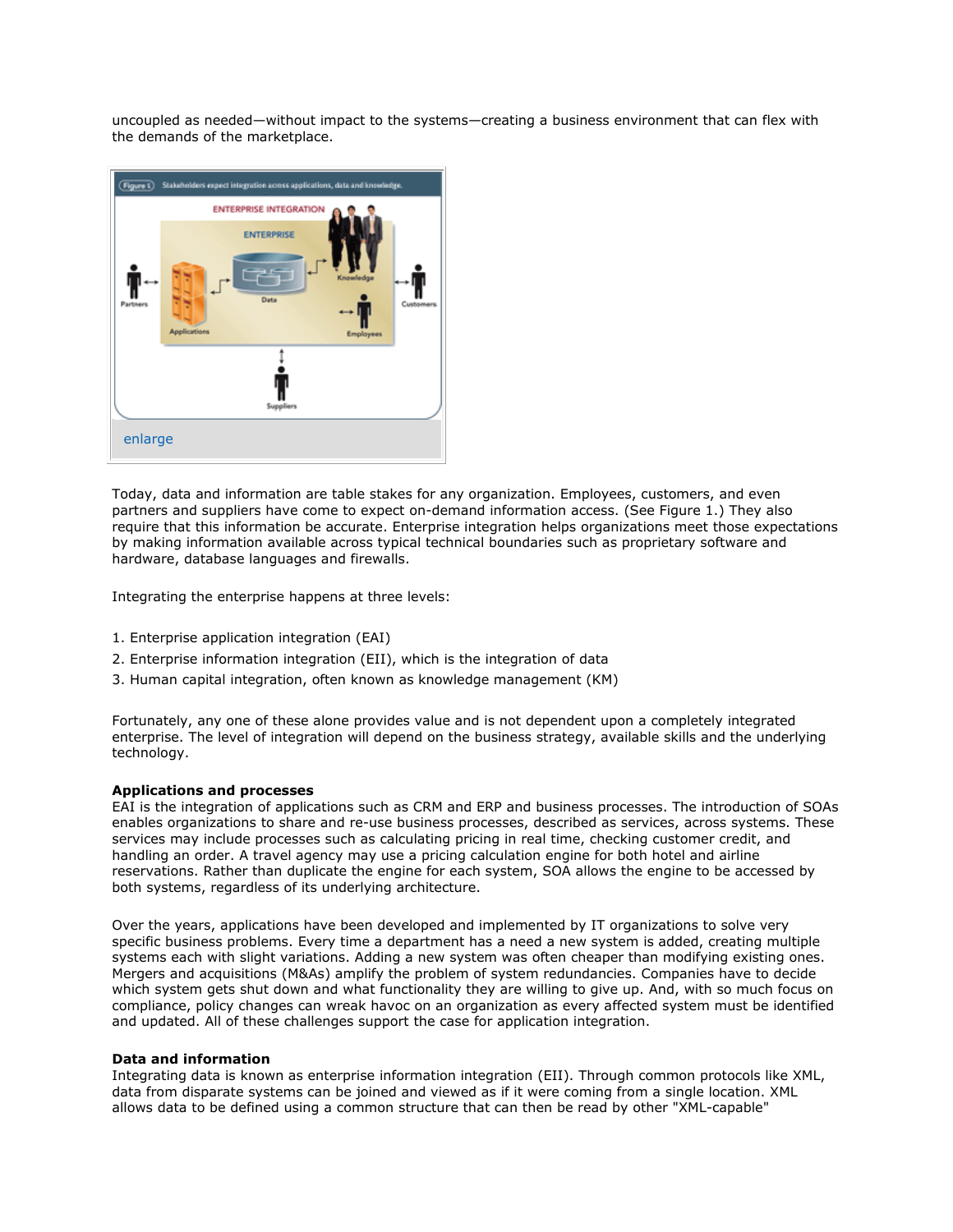uncoupled as needed—without impact to the systems—creating a business environment that can flex with the demands of the marketplace.

Figure 1 Stakeholders expect integration across applications, data and knowledge.

enlarge

Today, data and information are table stakes for any organization. Employees, customers, and even partners and suppliers have come to expect on-demand information access. (See Figure 1.) They also require that this information be accurate. Enterprise integration helps organizations meet those expectations by making information available across typical technical boundaries such as proprietary software and hardware, database languages and firewalls.

Integrating the enterprise happens at three levels:

1. Enterprise application integration (EAI)
2. Enterprise information integration (EII), which is the integration of data
3. Human capital integration, often known as knowledge management (KM)

Fortunately, any one of these alone provides value and is not dependent upon a completely integrated enterprise. The level of integration will depend on the business strategy, available skills and the underlying technology.

**Applications and processes**
EAI is the integration of applications such as CRM and ERP and business processes. The introduction of SOAs enables organizations to share and re-use business processes, described as services, across systems. These services may include processes such as calculating pricing in real time, checking customer credit, and handling an order. A travel agency may use a pricing calculation engine for both hotel and airline reservations. Rather than duplicate the engine for each system, SOA allows the engine to be accessed by both systems, regardless of its underlying architecture.

Over the years, applications have been developed and implemented by IT organizations to solve very specific business problems. Every time a department has a need a new system is added, creating multiple systems each with slight variations. Adding a new system was often cheaper than modifying existing ones. Mergers and acquisitions (M&As) amplify the problem of system redundancies. Companies have to decide which system gets shut down and what functionality they are willing to give up. And, with so much focus on compliance, policy changes can wreak havoc on an organization as every affected system must be identified and updated. All of these challenges support the case for application integration.

**Data and information**
Integrating data is known as enterprise information integration (EII). Through common protocols like XML, data from disparate systems can be joined and viewed as if it were coming from a single location. XML allows data to be defined using a common structure that can then be read by other "XML-capable"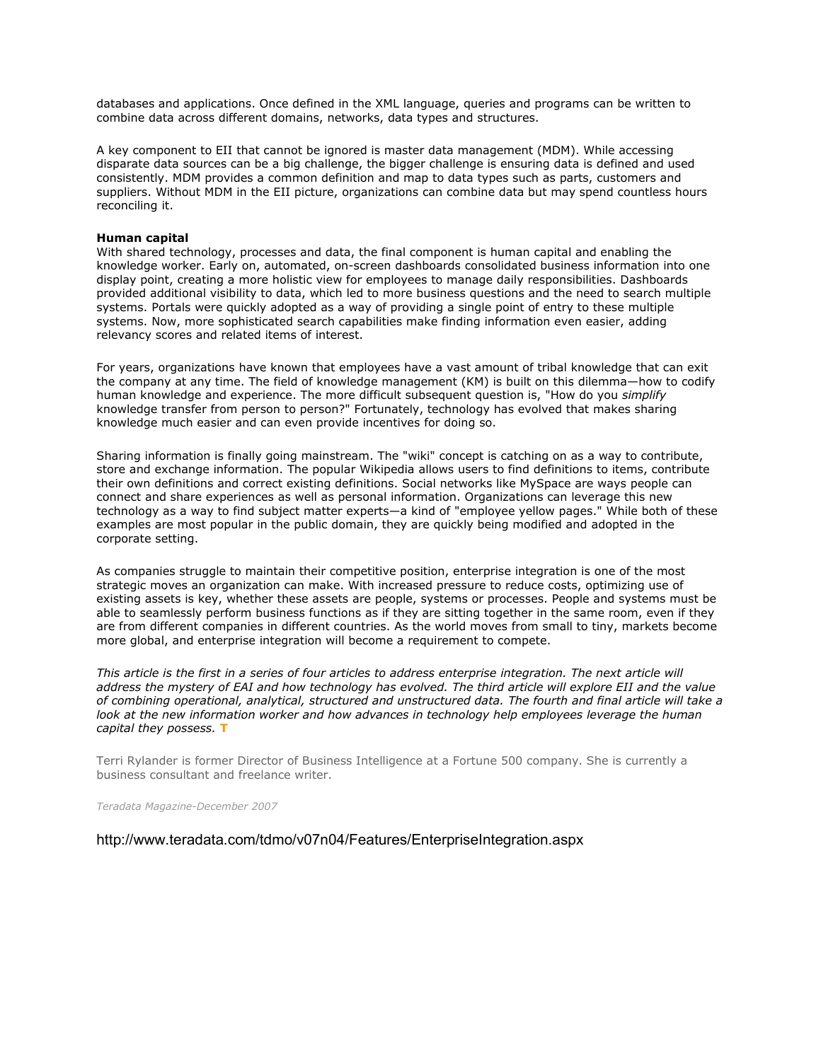databases and applications. Once defined in the XML language, queries and programs can be written to combine data across different domains, networks, data types and structures.

A key component to EII that cannot be ignored is master data management (MDM). While accessing disparate data sources can be a big challenge, the bigger challenge is ensuring data is defined and used consistently. MDM provides a common definition and map to data types such as parts, customers and suppliers. Without MDM in the EII picture, organizations can combine data but may spend countless hours reconciling it.

**Human capital**
With shared technology, processes and data, the final component is human capital and enabling the knowledge worker. Early on, automated, on-screen dashboards consolidated business information into one display point, creating a more holistic view for employees to manage daily responsibilities. Dashboards provided additional visibility to data, which led to more business questions and the need to search multiple systems. Portals were quickly adopted as a way of providing a single point of entry to these multiple systems. Now, more sophisticated search capabilities make finding information even easier, adding relevancy scores and related items of interest.

For years, organizations have known that employees have a vast amount of tribal knowledge that can exit the company at any time. The field of knowledge management (KM) is built on this dilemma—how to codify human knowledge and experience. The more difficult subsequent question is, "How do you *simplify* knowledge transfer from person to person?" Fortunately, technology has evolved that makes sharing knowledge much easier and can even provide incentives for doing so.

Sharing information is finally going mainstream. The "wiki" concept is catching on as a way to contribute, store and exchange information. The popular Wikipedia allows users to find definitions to items, contribute their own definitions and correct existing definitions. Social networks like MySpace are ways people can connect and share experiences as well as personal information. Organizations can leverage this new technology as a way to find subject matter experts—a kind of "employee yellow pages." While both of these examples are most popular in the public domain, they are quickly being modified and adopted in the corporate setting.

As companies struggle to maintain their competitive position, enterprise integration is one of the most strategic moves an organization can make. With increased pressure to reduce costs, optimizing use of existing assets is key, whether these assets are people, systems or processes. People and systems must be able to seamlessly perform business functions as if they are sitting together in the same room, even if they are from different companies in different countries. As the world moves from small to tiny, markets become more global, and enterprise integration will become a requirement to compete.

*This article is the first in a series of four articles to address enterprise integration. The next article will address the mystery of EAI and how technology has evolved. The third article will explore EII and the value of combining operational, analytical, structured and unstructured data. The fourth and final article will take a look at the new information worker and how advances in technology help employees leverage the human capital they possess.* **T**

Terri Rylander is former Director of Business Intelligence at a Fortune 500 company. She is currently a business consultant and freelance writer.

*Teradata Magazine-December 2007*

http://www.teradata.com/tdmo/v07n04/Features/EnterpriseIntegration.aspx